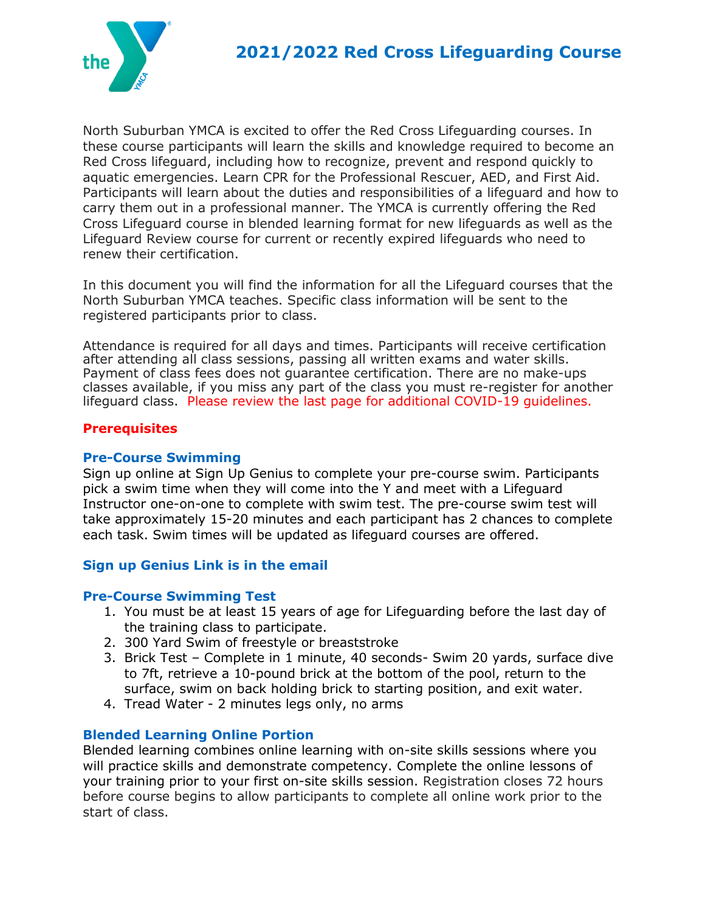# 2021/2022 Red Cross Lifeguarding Course

North Suburban YMCA is excited to offer the Red Cross Lifeguarding courses. In these course participants will learn the skills and knowledge required to become an Red Cross lifeguard, including how to recognize, prevent and respond quickly to aquatic emergencies. Learn CPR for the Professional Rescuer, AED, and First Aid. Participants will learn about the duties and responsibilities of a lifeguard and how to carry them out in a professional manner. The YMCA is currently offering the Red Cross Lifeguard course in blended learning format for new lifeguards as well as the Lifeguard Review course for current or recently expired lifeguards who need to renew their certification.

In this document you will find the information for all the Lifeguard courses that the North Suburban YMCA teaches. Specific class information will be sent to the registered participants prior to class.

Attendance is required for all days and times. Participants will receive certification after attending all class sessions, passing all written exams and water skills. Payment of class fees does not guarantee certification. There are no make-ups classes available, if you miss any part of the class you must re-register for another lifeguard class. Please review the last page for additional COVID-19 guidelines.

## Prerequisites

### Pre-Course Swimming

Sign up online at Sign Up Genius to complete your pre-course swim. Participants pick a swim time when they will come into the Y and meet with a Lifeguard Instructor one-on-one to complete with swim test. The pre-course swim test will take approximately 15-20 minutes and each participant has 2 chances to complete each task. Swim times will be updated as lifeguard courses are offered.

### Sign up Genius Link is in the email

### Pre-Course Swimming Test

1. You must be at least 15 years of age for Lifeguarding before the last day of the training class to participate.
2. 300 Yard Swim of freestyle or breaststroke
3. Brick Test – Complete in 1 minute, 40 seconds- Swim 20 yards, surface dive to 7ft, retrieve a 10-pound brick at the bottom of the pool, return to the surface, swim on back holding brick to starting position, and exit water.
4. Tread Water - 2 minutes legs only, no arms

### Blended Learning Online Portion

Blended learning combines online learning with on-site skills sessions where you will practice skills and demonstrate competency. Complete the online lessons of your training prior to your first on-site skills session. Registration closes 72 hours before course begins to allow participants to complete all online work prior to the start of class.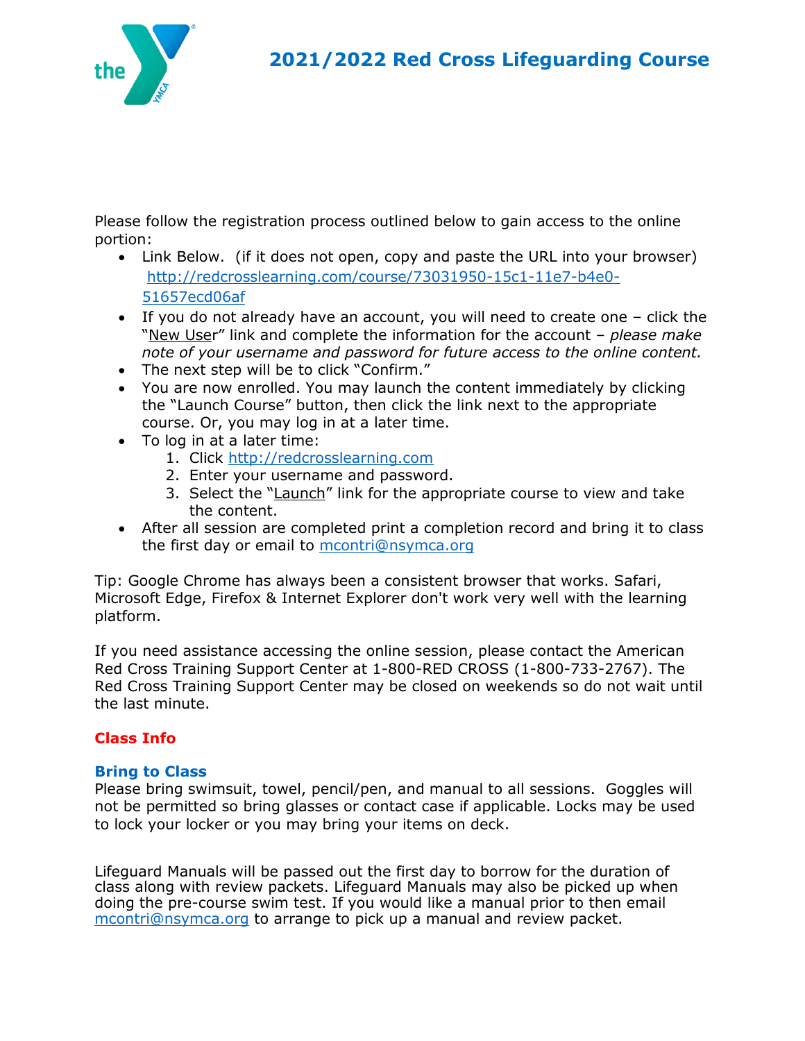# 2021/2022 Red Cross Lifeguarding Course

Please follow the registration process outlined below to gain access to the online portion:

- Link Below. (if it does not open, copy and paste the URL into your browser) [http://redcrosslearning.com/course/73031950-15c1-11e7-b4e0-51657ecd06af](http://redcrosslearning.com/course/73031950-15c1-11e7-b4e0-51657ecd06af)
- If you do not already have an account, you will need to create one – click the "New User" link and complete the information for the account – *please make note of your username and password for future access to the online content.*
- The next step will be to click "Confirm."
- You are now enrolled. You may launch the content immediately by clicking the "Launch Course" button, then click the link next to the appropriate course. Or, you may log in at a later time.
- To log in at a later time:
  1. Click [http://redcrosslearning.com](http://redcrosslearning.com)
  2. Enter your username and password.
  3. Select the "Launch" link for the appropriate course to view and take the content.
- After all session are completed print a completion record and bring it to class the first day or email to [mcontri@nsymca.org](mailto:mcontri@nsymca.org)

Tip: Google Chrome has always been a consistent browser that works. Safari, Microsoft Edge, Firefox & Internet Explorer don't work very well with the learning platform.

If you need assistance accessing the online session, please contact the American Red Cross Training Support Center at 1-800-RED CROSS (1-800-733-2767). The Red Cross Training Support Center may be closed on weekends so do not wait until the last minute.

## Class Info

### Bring to Class

Please bring swimsuit, towel, pencil/pen, and manual to all sessions. Goggles will not be permitted so bring glasses or contact case if applicable. Locks may be used to lock your locker or you may bring your items on deck.

Lifeguard Manuals will be passed out the first day to borrow for the duration of class along with review packets. Lifeguard Manuals may also be picked up when doing the pre-course swim test. If you would like a manual prior to then email [mcontri@nsymca.org](mailto:mcontri@nsymca.org) to arrange to pick up a manual and review packet.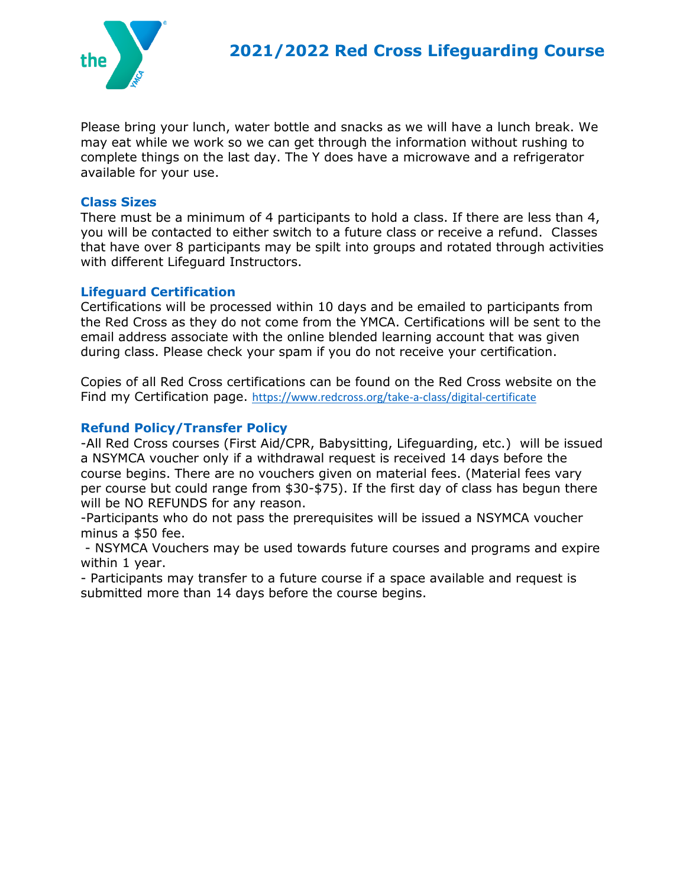# 2021/2022 Red Cross Lifeguarding Course

Please bring your lunch, water bottle and snacks as we will have a lunch break. We may eat while we work so we can get through the information without rushing to complete things on the last day. The Y does have a microwave and a refrigerator available for your use.

### Class Sizes

There must be a minimum of 4 participants to hold a class. If there are less than 4, you will be contacted to either switch to a future class or receive a refund. Classes that have over 8 participants may be spilt into groups and rotated through activities with different Lifeguard Instructors.

### Lifeguard Certification

Certifications will be processed within 10 days and be emailed to participants from the Red Cross as they do not come from the YMCA. Certifications will be sent to the email address associate with the online blended learning account that was given during class. Please check your spam if you do not receive your certification.

Copies of all Red Cross certifications can be found on the Red Cross website on the Find my Certification page. https://www.redcross.org/take-a-class/digital-certificate

### Refund Policy/Transfer Policy

-All Red Cross courses (First Aid/CPR, Babysitting, Lifeguarding, etc.) will be issued a NSYMCA voucher only if a withdrawal request is received 14 days before the course begins. There are no vouchers given on material fees. (Material fees vary per course but could range from $30-$75). If the first day of class has begun there will be NO REFUNDS for any reason.

-Participants who do not pass the prerequisites will be issued a NSYMCA voucher minus a $50 fee.

- NSYMCA Vouchers may be used towards future courses and programs and expire within 1 year.

- Participants may transfer to a future course if a space available and request is submitted more than 14 days before the course begins.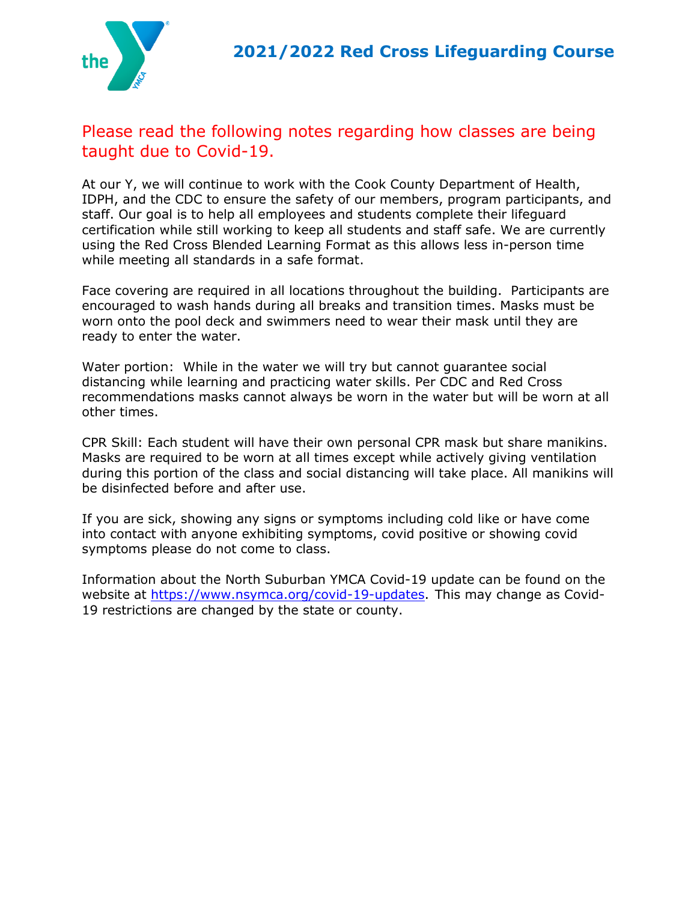# 2021/2022 Red Cross Lifeguarding Course

## Please read the following notes regarding how classes are being taught due to Covid-19.

At our Y, we will continue to work with the Cook County Department of Health, IDPH, and the CDC to ensure the safety of our members, program participants, and staff. Our goal is to help all employees and students complete their lifeguard certification while still working to keep all students and staff safe. We are currently using the Red Cross Blended Learning Format as this allows less in-person time while meeting all standards in a safe format.

Face covering are required in all locations throughout the building. Participants are encouraged to wash hands during all breaks and transition times. Masks must be worn onto the pool deck and swimmers need to wear their mask until they are ready to enter the water.

Water portion: While in the water we will try but cannot guarantee social distancing while learning and practicing water skills. Per CDC and Red Cross recommendations masks cannot always be worn in the water but will be worn at all other times.

CPR Skill: Each student will have their own personal CPR mask but share manikins. Masks are required to be worn at all times except while actively giving ventilation during this portion of the class and social distancing will take place. All manikins will be disinfected before and after use.

If you are sick, showing any signs or symptoms including cold like or have come into contact with anyone exhibiting symptoms, covid positive or showing covid symptoms please do not come to class.

Information about the North Suburban YMCA Covid-19 update can be found on the website at [https://www.nsymca.org/covid-19-updates](https://www.nsymca.org/covid-19-updates). This may change as Covid-19 restrictions are changed by the state or county.